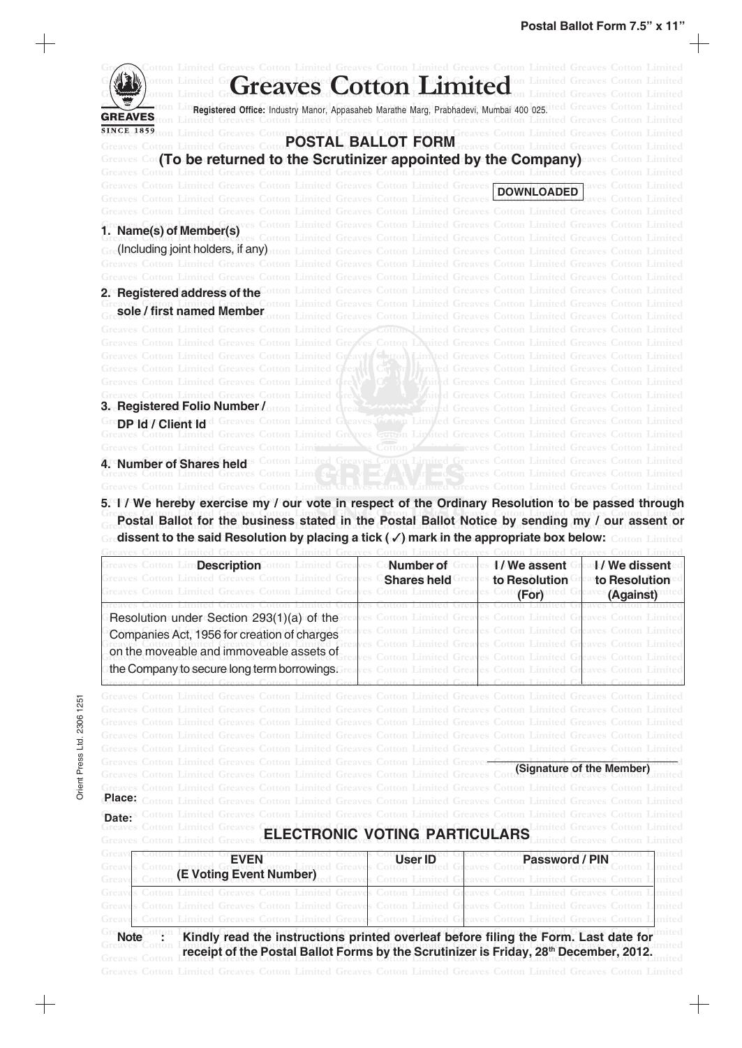# Greaves Cotton Limited

**Registered Office:** Industry Manor, Appasaheb Marathe Marg, Prabhadevi, Mumbai 400 025.

## POSTAL BALLOT FORM

## (To be returned to the Scrutinizer appointed by the Company)

**DOWNLOADED**

1. **Name(s) of Member(s)**
   (Including joint holders, if any)

2. **Registered address of the sole / first named Member**

3. **Registered Folio Number / DP Id / Client Id**

4. **Number of Shares held**

5. **I / We hereby exercise my / our vote in respect of the Ordinary Resolution to be passed through Postal Ballot for the business stated in the Postal Ballot Notice by sending my / our assent or dissent to the said Resolution by placing a tick (✓) mark in the appropriate box below:**

| Description | Number of Shares held | I / We assent to Resolution (For) | I / We dissent to Resolution (Against) |
|---|---|---|---|
| Resolution under Section 293(1)(a) of the Companies Act, 1956 for creation of charges on the moveable and immoveable assets of the Company to secure long term borrowings. | | | |

**(Signature of the Member)**

**Place:**

**Date:**

## ELECTRONIC VOTING PARTICULARS

| EVEN (E Voting Event Number) | User ID | Password / PIN |
|---|---|---|
| | | |

**Note : Kindly read the instructions printed overleaf before filing the Form. Last date for receipt of the Postal Ballot Forms by the Scrutinizer is Friday, 28th December, 2012.**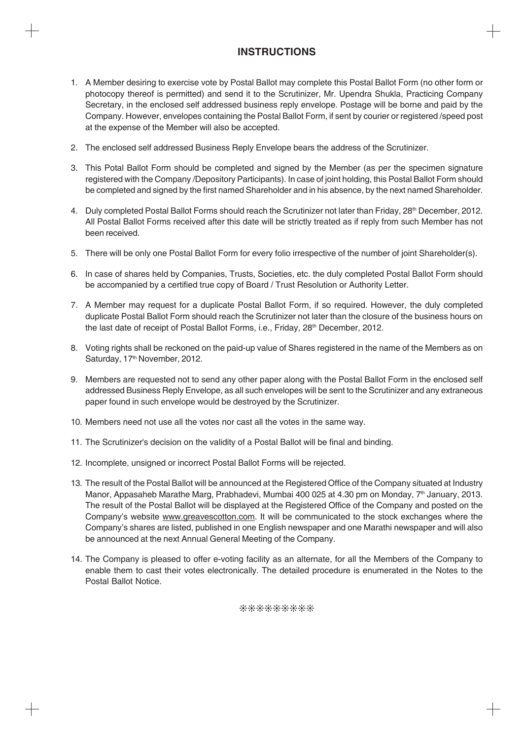## INSTRUCTIONS

1. A Member desiring to exercise vote by Postal Ballot may complete this Postal Ballot Form (no other form or photocopy thereof is permitted) and send it to the Scrutinizer, Mr. Upendra Shukla, Practicing Company Secretary, in the enclosed self addressed business reply envelope. Postage will be borne and paid by the Company. However, envelopes containing the Postal Ballot Form, if sent by courier or registered /speed post at the expense of the Member will also be accepted.
2. The enclosed self addressed Business Reply Envelope bears the address of the Scrutinizer.
3. This Potal Ballot Form should be completed and signed by the Member (as per the specimen signature registered with the Company /Depository Participants). In case of joint holding, this Postal Ballot Form should be completed and signed by the first named Shareholder and in his absence, by the next named Shareholder.
4. Duly completed Postal Ballot Forms should reach the Scrutinizer not later than Friday, 28th December, 2012. All Postal Ballot Forms received after this date will be strictly treated as if reply from such Member has not been received.
5. There will be only one Postal Ballot Form for every folio irrespective of the number of joint Shareholder(s).
6. In case of shares held by Companies, Trusts, Societies, etc. the duly completed Postal Ballot Form should be accompanied by a certified true copy of Board / Trust Resolution or Authority Letter.
7. A Member may request for a duplicate Postal Ballot Form, if so required. However, the duly completed duplicate Postal Ballot Form should reach the Scrutinizer not later than the closure of the business hours on the last date of receipt of Postal Ballot Forms, i.e., Friday, 28th December, 2012.
8. Voting rights shall be reckoned on the paid-up value of Shares registered in the name of the Members as on Saturday, 17th November, 2012.
9. Members are requested not to send any other paper along with the Postal Ballot Form in the enclosed self addressed Business Reply Envelope, as all such envelopes will be sent to the Scrutinizer and any extraneous paper found in such envelope would be destroyed by the Scrutinizer.
10. Members need not use all the votes nor cast all the votes in the same way.
11. The Scrutinizer's decision on the validity of a Postal Ballot will be final and binding.
12. Incomplete, unsigned or incorrect Postal Ballot Forms will be rejected.
13. The result of the Postal Ballot will be announced at the Registered Office of the Company situated at Industry Manor, Appasaheb Marathe Marg, Prabhadevi, Mumbai 400 025 at 4.30 pm on Monday, 7th January, 2013. The result of the Postal Ballot will be displayed at the Registered Office of the Company and posted on the Company's website www.greavescotton.com. It will be communicated to the stock exchanges where the Company's shares are listed, published in one English newspaper and one Marathi newspaper and will also be announced at the next Annual General Meeting of the Company.
14. The Company is pleased to offer e-voting facility as an alternate, for all the Members of the Company to enable them to cast their votes electronically. The detailed procedure is enumerated in the Notes to the Postal Ballot Notice.

*********